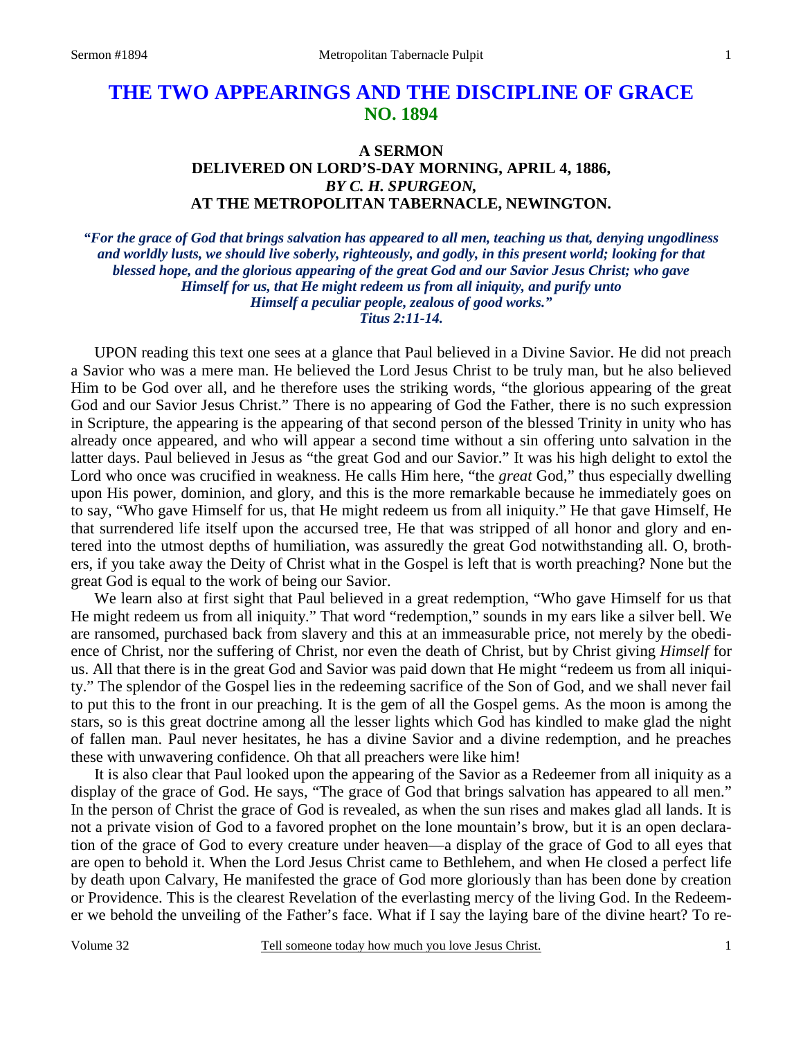# THE TWO APPEARINGS AND THE DISCIPLINE OF GRACE
## NO. 1894

### A SERMON
### DELIVERED ON LORD'S-DAY MORNING, APRIL 4, 1886,
### *BY C. H. SPURGEON,*
### AT THE METROPOLITAN TABERNACLE, NEWINGTON.

*"For the grace of God that brings salvation has appeared to all men, teaching us that, denying ungodliness and worldly lusts, we should live soberly, righteously, and godly, in this present world; looking for that blessed hope, and the glorious appearing of the great God and our Savior Jesus Christ; who gave Himself for us, that He might redeem us from all iniquity, and purify unto Himself a peculiar people, zealous of good works." Titus 2:11-14.*

UPON reading this text one sees at a glance that Paul believed in a Divine Savior. He did not preach a Savior who was a mere man. He believed the Lord Jesus Christ to be truly man, but he also believed Him to be God over all, and he therefore uses the striking words, "the glorious appearing of the great God and our Savior Jesus Christ." There is no appearing of God the Father, there is no such expression in Scripture, the appearing is the appearing of that second person of the blessed Trinity in unity who has already once appeared, and who will appear a second time without a sin offering unto salvation in the latter days. Paul believed in Jesus as "the great God and our Savior." It was his high delight to extol the Lord who once was crucified in weakness. He calls Him here, "the *great* God," thus especially dwelling upon His power, dominion, and glory, and this is the more remarkable because he immediately goes on to say, "Who gave Himself for us, that He might redeem us from all iniquity." He that gave Himself, He that surrendered life itself upon the accursed tree, He that was stripped of all honor and glory and entered into the utmost depths of humiliation, was assuredly the great God notwithstanding all. O, brothers, if you take away the Deity of Christ what in the Gospel is left that is worth preaching? None but the great God is equal to the work of being our Savior.

We learn also at first sight that Paul believed in a great redemption, "Who gave Himself for us that He might redeem us from all iniquity." That word "redemption," sounds in my ears like a silver bell. We are ransomed, purchased back from slavery and this at an immeasurable price, not merely by the obedience of Christ, nor the suffering of Christ, nor even the death of Christ, but by Christ giving *Himself* for us. All that there is in the great God and Savior was paid down that He might "redeem us from all iniquity." The splendor of the Gospel lies in the redeeming sacrifice of the Son of God, and we shall never fail to put this to the front in our preaching. It is the gem of all the Gospel gems. As the moon is among the stars, so is this great doctrine among all the lesser lights which God has kindled to make glad the night of fallen man. Paul never hesitates, he has a divine Savior and a divine redemption, and he preaches these with unwavering confidence. Oh that all preachers were like him!

It is also clear that Paul looked upon the appearing of the Savior as a Redeemer from all iniquity as a display of the grace of God. He says, "The grace of God that brings salvation has appeared to all men." In the person of Christ the grace of God is revealed, as when the sun rises and makes glad all lands. It is not a private vision of God to a favored prophet on the lone mountain's brow, but it is an open declaration of the grace of God to every creature under heaven—a display of the grace of God to all eyes that are open to behold it. When the Lord Jesus Christ came to Bethlehem, and when He closed a perfect life by death upon Calvary, He manifested the grace of God more gloriously than has been done by creation or Providence. This is the clearest Revelation of the everlasting mercy of the living God. In the Redeemer we behold the unveiling of the Father's face. What if I say the laying bare of the divine heart? To re-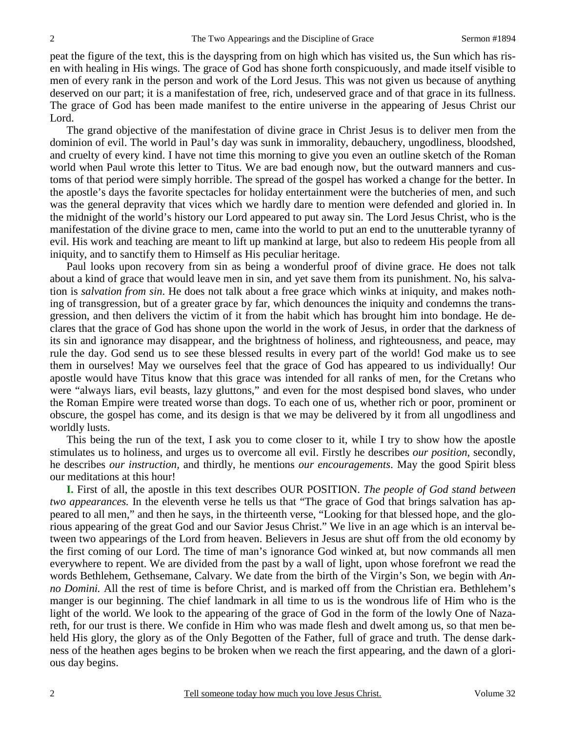peat the figure of the text, this is the dayspring from on high which has visited us, the Sun which has risen with healing in His wings. The grace of God has shone forth conspicuously, and made itself visible to men of every rank in the person and work of the Lord Jesus. This was not given us because of anything deserved on our part; it is a manifestation of free, rich, undeserved grace and of that grace in its fullness. The grace of God has been made manifest to the entire universe in the appearing of Jesus Christ our Lord.

The grand objective of the manifestation of divine grace in Christ Jesus is to deliver men from the dominion of evil. The world in Paul's day was sunk in immorality, debauchery, ungodliness, bloodshed, and cruelty of every kind. I have not time this morning to give you even an outline sketch of the Roman world when Paul wrote this letter to Titus. We are bad enough now, but the outward manners and customs of that period were simply horrible. The spread of the gospel has worked a change for the better. In the apostle's days the favorite spectacles for holiday entertainment were the butcheries of men, and such was the general depravity that vices which we hardly dare to mention were defended and gloried in. In the midnight of the world's history our Lord appeared to put away sin. The Lord Jesus Christ, who is the manifestation of the divine grace to men, came into the world to put an end to the unutterable tyranny of evil. His work and teaching are meant to lift up mankind at large, but also to redeem His people from all iniquity, and to sanctify them to Himself as His peculiar heritage.

Paul looks upon recovery from sin as being a wonderful proof of divine grace. He does not talk about a kind of grace that would leave men in sin, and yet save them from its punishment. No, his salvation is *salvation from sin*. He does not talk about a free grace which winks at iniquity, and makes nothing of transgression, but of a greater grace by far, which denounces the iniquity and condemns the transgression, and then delivers the victim of it from the habit which has brought him into bondage. He declares that the grace of God has shone upon the world in the work of Jesus, in order that the darkness of its sin and ignorance may disappear, and the brightness of holiness, and righteousness, and peace, may rule the day. God send us to see these blessed results in every part of the world! God make us to see them in ourselves! May we ourselves feel that the grace of God has appeared to us individually! Our apostle would have Titus know that this grace was intended for all ranks of men, for the Cretans who were "always liars, evil beasts, lazy gluttons," and even for the most despised bond slaves, who under the Roman Empire were treated worse than dogs. To each one of us, whether rich or poor, prominent or obscure, the gospel has come, and its design is that we may be delivered by it from all ungodliness and worldly lusts.

This being the run of the text, I ask you to come closer to it, while I try to show how the apostle stimulates us to holiness, and urges us to overcome all evil. Firstly he describes *our position*, secondly, he describes *our instruction,* and thirdly, he mentions *our encouragements*. May the good Spirit bless our meditations at this hour!

**I.** First of all, the apostle in this text describes OUR POSITION. *The people of God stand between two appearances.* In the eleventh verse he tells us that "The grace of God that brings salvation has appeared to all men," and then he says, in the thirteenth verse, "Looking for that blessed hope, and the glorious appearing of the great God and our Savior Jesus Christ." We live in an age which is an interval between two appearings of the Lord from heaven. Believers in Jesus are shut off from the old economy by the first coming of our Lord. The time of man's ignorance God winked at, but now commands all men everywhere to repent. We are divided from the past by a wall of light, upon whose forefront we read the words Bethlehem, Gethsemane, Calvary. We date from the birth of the Virgin's Son, we begin with *Anno Domini.* All the rest of time is before Christ, and is marked off from the Christian era. Bethlehem's manger is our beginning. The chief landmark in all time to us is the wondrous life of Him who is the light of the world. We look to the appearing of the grace of God in the form of the lowly One of Nazareth, for our trust is there. We confide in Him who was made flesh and dwelt among us, so that men beheld His glory, the glory as of the Only Begotten of the Father, full of grace and truth. The dense darkness of the heathen ages begins to be broken when we reach the first appearing, and the dawn of a glorious day begins.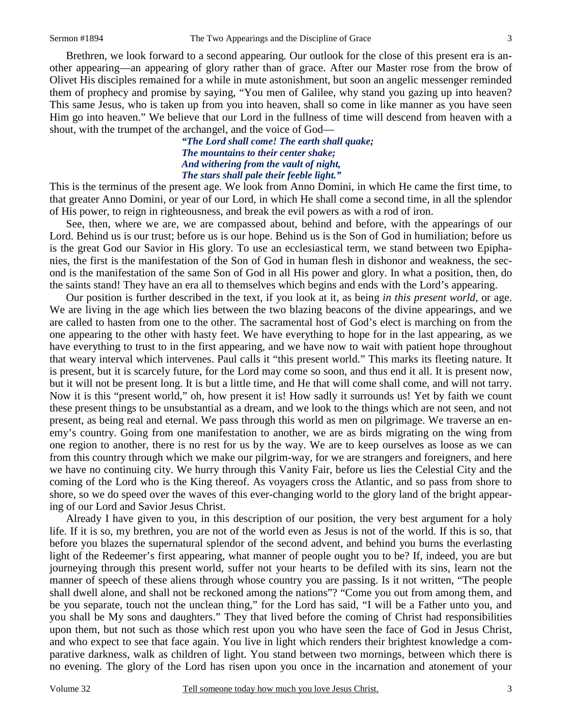Brethren, we look forward to a second appearing. Our outlook for the close of this present era is another appearing—an appearing of glory rather than of grace. After our Master rose from the brow of Olivet His disciples remained for a while in mute astonishment, but soon an angelic messenger reminded them of prophecy and promise by saying, "You men of Galilee, why stand you gazing up into heaven? This same Jesus, who is taken up from you into heaven, shall so come in like manner as you have seen Him go into heaven." We believe that our Lord in the fullness of time will descend from heaven with a shout, with the trumpet of the archangel, and the voice of God—

> ***"The Lord shall come! The earth shall quake;***
> ***The mountains to their center shake;***
> ***And withering from the vault of night,***
> ***The stars shall pale their feeble light."***

This is the terminus of the present age. We look from Anno Domini, in which He came the first time, to that greater Anno Domini, or year of our Lord, in which He shall come a second time, in all the splendor of His power, to reign in righteousness, and break the evil powers as with a rod of iron.

See, then, where we are, we are compassed about, behind and before, with the appearings of our Lord. Behind us is our trust; before us is our hope. Behind us is the Son of God in humiliation; before us is the great God our Savior in His glory. To use an ecclesiastical term, we stand between two Epiphanies, the first is the manifestation of the Son of God in human flesh in dishonor and weakness, the second is the manifestation of the same Son of God in all His power and glory. In what a position, then, do the saints stand! They have an era all to themselves which begins and ends with the Lord's appearing.

Our position is further described in the text, if you look at it, as being *in this present world,* or age. We are living in the age which lies between the two blazing beacons of the divine appearings, and we are called to hasten from one to the other. The sacramental host of God's elect is marching on from the one appearing to the other with hasty feet. We have everything to hope for in the last appearing, as we have everything to trust to in the first appearing, and we have now to wait with patient hope throughout that weary interval which intervenes. Paul calls it "this present world." This marks its fleeting nature. It is present, but it is scarcely future, for the Lord may come so soon, and thus end it all. It is present now, but it will not be present long. It is but a little time, and He that will come shall come, and will not tarry. Now it is this "present world," oh, how present it is! How sadly it surrounds us! Yet by faith we count these present things to be unsubstantial as a dream, and we look to the things which are not seen, and not present, as being real and eternal. We pass through this world as men on pilgrimage. We traverse an enemy's country. Going from one manifestation to another, we are as birds migrating on the wing from one region to another, there is no rest for us by the way. We are to keep ourselves as loose as we can from this country through which we make our pilgrim-way, for we are strangers and foreigners, and here we have no continuing city. We hurry through this Vanity Fair, before us lies the Celestial City and the coming of the Lord who is the King thereof. As voyagers cross the Atlantic, and so pass from shore to shore, so we do speed over the waves of this ever-changing world to the glory land of the bright appearing of our Lord and Savior Jesus Christ.

Already I have given to you, in this description of our position, the very best argument for a holy life. If it is so, my brethren, you are not of the world even as Jesus is not of the world. If this is so, that before you blazes the supernatural splendor of the second advent, and behind you burns the everlasting light of the Redeemer's first appearing, what manner of people ought you to be? If, indeed, you are but journeying through this present world, suffer not your hearts to be defiled with its sins, learn not the manner of speech of these aliens through whose country you are passing. Is it not written, "The people shall dwell alone, and shall not be reckoned among the nations"? "Come you out from among them, and be you separate, touch not the unclean thing," for the Lord has said, "I will be a Father unto you, and you shall be My sons and daughters." They that lived before the coming of Christ had responsibilities upon them, but not such as those which rest upon you who have seen the face of God in Jesus Christ, and who expect to see that face again. You live in light which renders their brightest knowledge a comparative darkness, walk as children of light. You stand between two mornings, between which there is no evening. The glory of the Lord has risen upon you once in the incarnation and atonement of your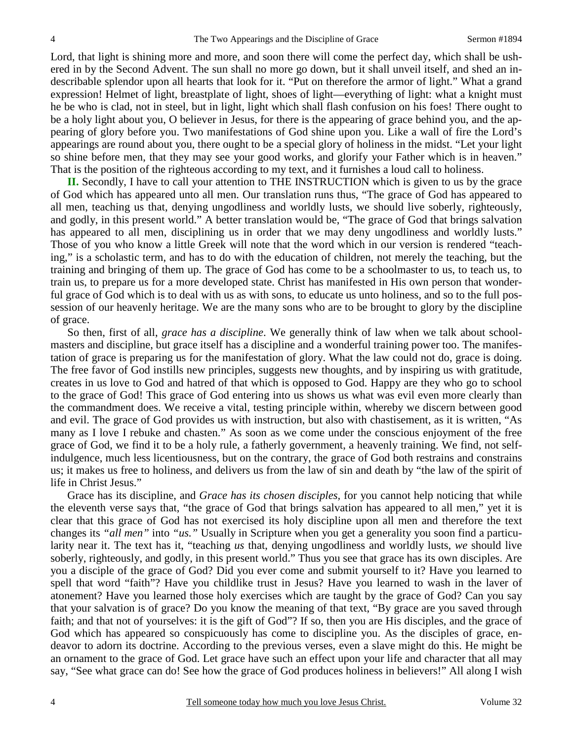Lord, that light is shining more and more, and soon there will come the perfect day, which shall be ushered in by the Second Advent. The sun shall no more go down, but it shall unveil itself, and shed an indescribable splendor upon all hearts that look for it. "Put on therefore the armor of light." What a grand expression! Helmet of light, breastplate of light, shoes of light—everything of light: what a knight must he be who is clad, not in steel, but in light, light which shall flash confusion on his foes! There ought to be a holy light about you, O believer in Jesus, for there is the appearing of grace behind you, and the appearing of glory before you. Two manifestations of God shine upon you. Like a wall of fire the Lord's appearings are round about you, there ought to be a special glory of holiness in the midst. "Let your light so shine before men, that they may see your good works, and glorify your Father which is in heaven." That is the position of the righteous according to my text, and it furnishes a loud call to holiness.

**II.** Secondly, I have to call your attention to THE INSTRUCTION which is given to us by the grace of God which has appeared unto all men. Our translation runs thus, "The grace of God has appeared to all men, teaching us that, denying ungodliness and worldly lusts, we should live soberly, righteously, and godly, in this present world." A better translation would be, "The grace of God that brings salvation has appeared to all men, disciplining us in order that we may deny ungodliness and worldly lusts." Those of you who know a little Greek will note that the word which in our version is rendered "teaching," is a scholastic term, and has to do with the education of children, not merely the teaching, but the training and bringing of them up. The grace of God has come to be a schoolmaster to us, to teach us, to train us, to prepare us for a more developed state. Christ has manifested in His own person that wonderful grace of God which is to deal with us as with sons, to educate us unto holiness, and so to the full possession of our heavenly heritage. We are the many sons who are to be brought to glory by the discipline of grace.

So then, first of all, *grace has a discipline*. We generally think of law when we talk about schoolmasters and discipline, but grace itself has a discipline and a wonderful training power too. The manifestation of grace is preparing us for the manifestation of glory. What the law could not do, grace is doing. The free favor of God instills new principles, suggests new thoughts, and by inspiring us with gratitude, creates in us love to God and hatred of that which is opposed to God. Happy are they who go to school to the grace of God! This grace of God entering into us shows us what was evil even more clearly than the commandment does. We receive a vital, testing principle within, whereby we discern between good and evil. The grace of God provides us with instruction, but also with chastisement, as it is written, "As many as I love I rebuke and chasten." As soon as we come under the conscious enjoyment of the free grace of God, we find it to be a holy rule, a fatherly government, a heavenly training. We find, not self-indulgence, much less licentiousness, but on the contrary, the grace of God both restrains and constrains us; it makes us free to holiness, and delivers us from the law of sin and death by "the law of the spirit of life in Christ Jesus."

Grace has its discipline, and *Grace has its chosen disciples*, for you cannot help noticing that while the eleventh verse says that, "the grace of God that brings salvation has appeared to all men," yet it is clear that this grace of God has not exercised its holy discipline upon all men and therefore the text changes its *"all men"* into *"us."* Usually in Scripture when you get a generality you soon find a particularity near it. The text has it, "teaching *us* that, denying ungodliness and worldly lusts, *we* should live soberly, righteously, and godly, in this present world." Thus you see that grace has its own disciples. Are you a disciple of the grace of God? Did you ever come and submit yourself to it? Have you learned to spell that word "faith"? Have you childlike trust in Jesus? Have you learned to wash in the laver of atonement? Have you learned those holy exercises which are taught by the grace of God? Can you say that your salvation is of grace? Do you know the meaning of that text, "By grace are you saved through faith; and that not of yourselves: it is the gift of God"? If so, then you are His disciples, and the grace of God which has appeared so conspicuously has come to discipline you. As the disciples of grace, endeavor to adorn its doctrine. According to the previous verses, even a slave might do this. He might be an ornament to the grace of God. Let grace have such an effect upon your life and character that all may say, "See what grace can do! See how the grace of God produces holiness in believers!" All along I wish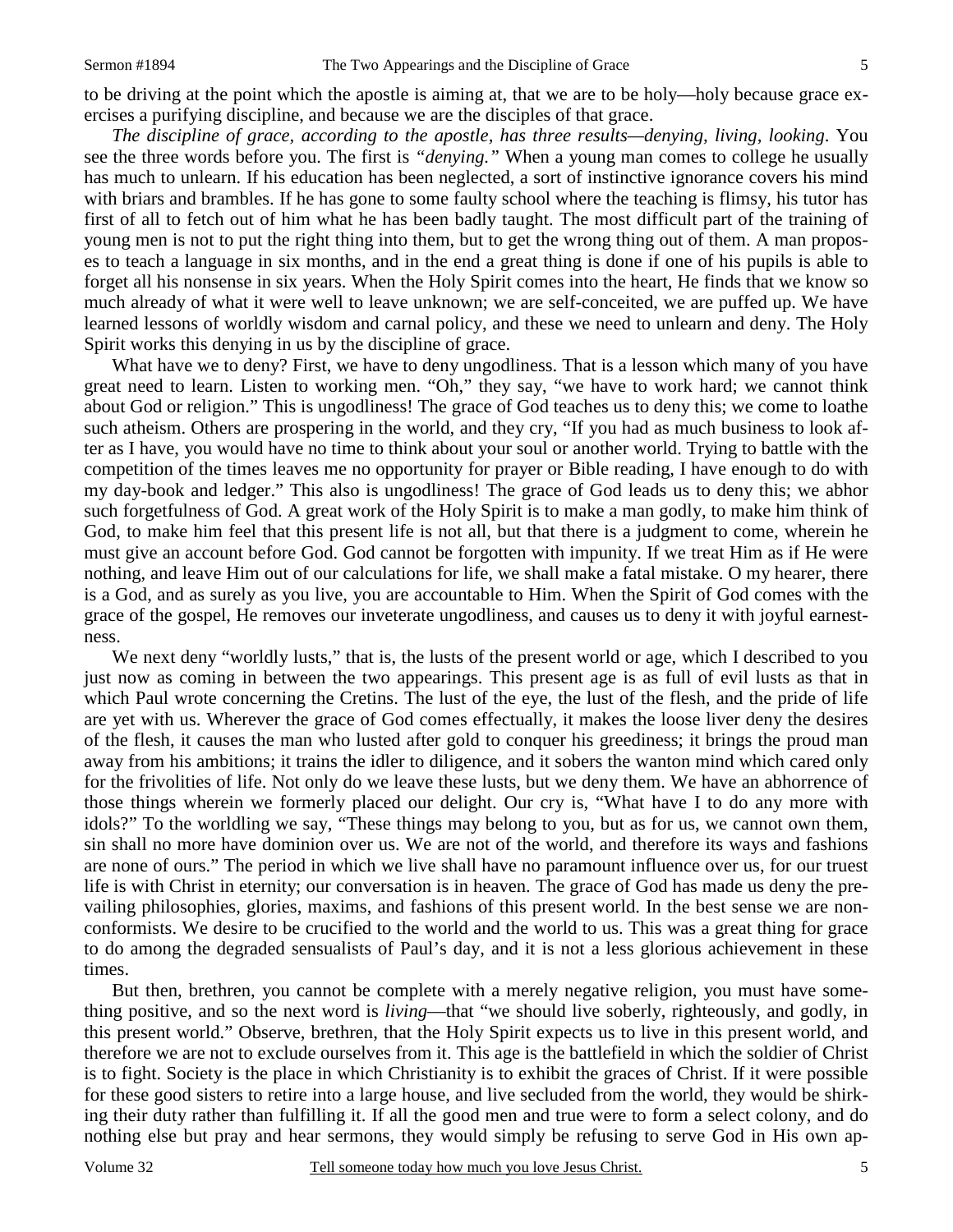to be driving at the point which the apostle is aiming at, that we are to be holy—holy because grace exercises a purifying discipline, and because we are the disciples of that grace.

*The discipline of grace, according to the apostle, has three results—denying, living, looking*. You see the three words before you. The first is *"denying."* When a young man comes to college he usually has much to unlearn. If his education has been neglected, a sort of instinctive ignorance covers his mind with briars and brambles. If he has gone to some faulty school where the teaching is flimsy, his tutor has first of all to fetch out of him what he has been badly taught. The most difficult part of the training of young men is not to put the right thing into them, but to get the wrong thing out of them. A man proposes to teach a language in six months, and in the end a great thing is done if one of his pupils is able to forget all his nonsense in six years. When the Holy Spirit comes into the heart, He finds that we know so much already of what it were well to leave unknown; we are self-conceited, we are puffed up. We have learned lessons of worldly wisdom and carnal policy, and these we need to unlearn and deny. The Holy Spirit works this denying in us by the discipline of grace.

What have we to deny? First, we have to deny ungodliness. That is a lesson which many of you have great need to learn. Listen to working men. "Oh," they say, "we have to work hard; we cannot think about God or religion." This is ungodliness! The grace of God teaches us to deny this; we come to loathe such atheism. Others are prospering in the world, and they cry, "If you had as much business to look after as I have, you would have no time to think about your soul or another world. Trying to battle with the competition of the times leaves me no opportunity for prayer or Bible reading, I have enough to do with my day-book and ledger." This also is ungodliness! The grace of God leads us to deny this; we abhor such forgetfulness of God. A great work of the Holy Spirit is to make a man godly, to make him think of God, to make him feel that this present life is not all, but that there is a judgment to come, wherein he must give an account before God. God cannot be forgotten with impunity. If we treat Him as if He were nothing, and leave Him out of our calculations for life, we shall make a fatal mistake. O my hearer, there is a God, and as surely as you live, you are accountable to Him. When the Spirit of God comes with the grace of the gospel, He removes our inveterate ungodliness, and causes us to deny it with joyful earnestness.

We next deny "worldly lusts," that is, the lusts of the present world or age, which I described to you just now as coming in between the two appearings. This present age is as full of evil lusts as that in which Paul wrote concerning the Cretins. The lust of the eye, the lust of the flesh, and the pride of life are yet with us. Wherever the grace of God comes effectually, it makes the loose liver deny the desires of the flesh, it causes the man who lusted after gold to conquer his greediness; it brings the proud man away from his ambitions; it trains the idler to diligence, and it sobers the wanton mind which cared only for the frivolities of life. Not only do we leave these lusts, but we deny them. We have an abhorrence of those things wherein we formerly placed our delight. Our cry is, "What have I to do any more with idols?" To the worldling we say, "These things may belong to you, but as for us, we cannot own them, sin shall no more have dominion over us. We are not of the world, and therefore its ways and fashions are none of ours." The period in which we live shall have no paramount influence over us, for our truest life is with Christ in eternity; our conversation is in heaven. The grace of God has made us deny the prevailing philosophies, glories, maxims, and fashions of this present world. In the best sense we are nonconformists. We desire to be crucified to the world and the world to us. This was a great thing for grace to do among the degraded sensualists of Paul's day, and it is not a less glorious achievement in these times.

But then, brethren, you cannot be complete with a merely negative religion, you must have something positive, and so the next word is *living*—that "we should live soberly, righteously, and godly, in this present world." Observe, brethren, that the Holy Spirit expects us to live in this present world, and therefore we are not to exclude ourselves from it. This age is the battlefield in which the soldier of Christ is to fight. Society is the place in which Christianity is to exhibit the graces of Christ. If it were possible for these good sisters to retire into a large house, and live secluded from the world, they would be shirking their duty rather than fulfilling it. If all the good men and true were to form a select colony, and do nothing else but pray and hear sermons, they would simply be refusing to serve God in His own ap-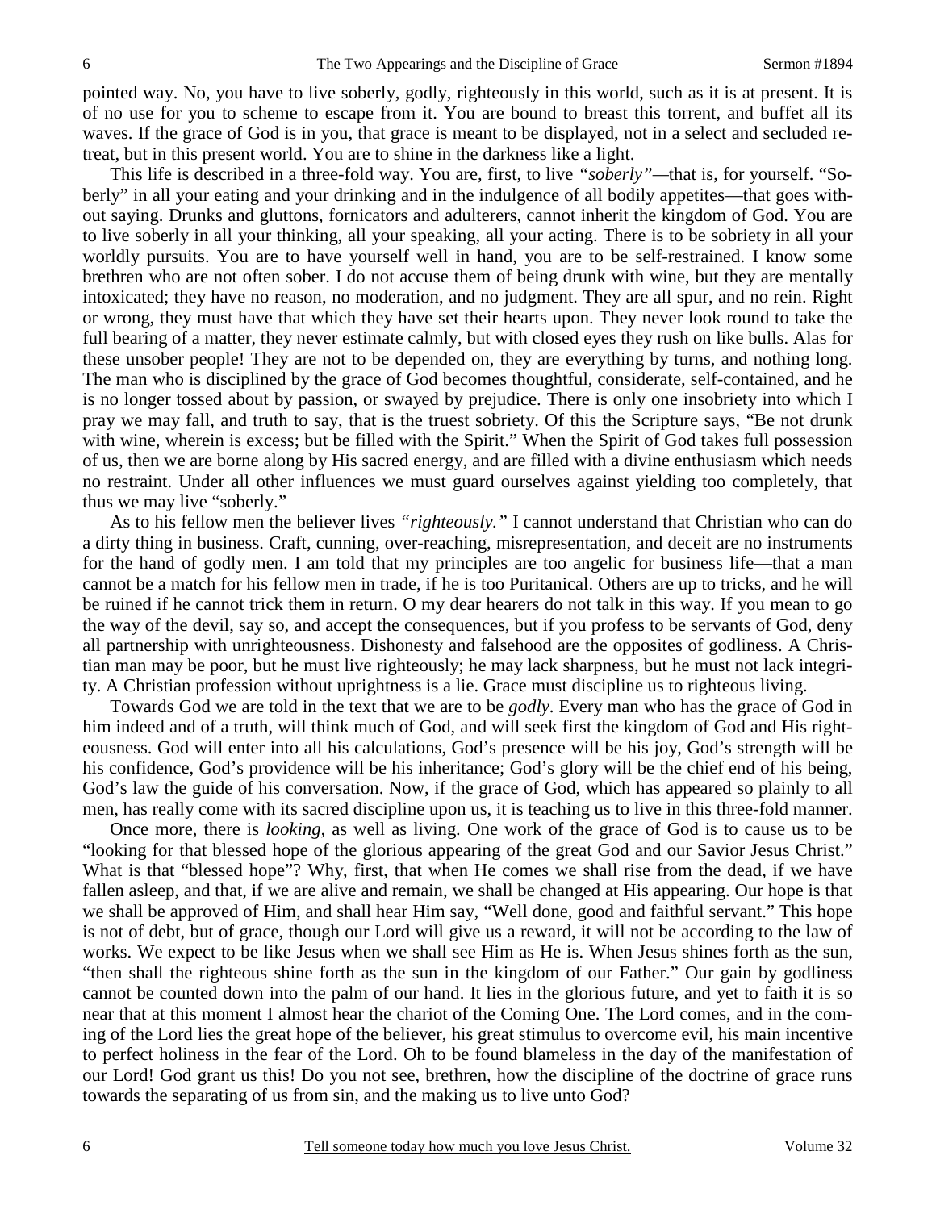pointed way. No, you have to live soberly, godly, righteously in this world, such as it is at present. It is of no use for you to scheme to escape from it. You are bound to breast this torrent, and buffet all its waves. If the grace of God is in you, that grace is meant to be displayed, not in a select and secluded retreat, but in this present world. You are to shine in the darkness like a light.

This life is described in a three-fold way. You are, first, to live *"soberly"*—that is, for yourself. "Soberly" in all your eating and your drinking and in the indulgence of all bodily appetites—that goes without saying. Drunks and gluttons, fornicators and adulterers, cannot inherit the kingdom of God. You are to live soberly in all your thinking, all your speaking, all your acting. There is to be sobriety in all your worldly pursuits. You are to have yourself well in hand, you are to be self-restrained. I know some brethren who are not often sober. I do not accuse them of being drunk with wine, but they are mentally intoxicated; they have no reason, no moderation, and no judgment. They are all spur, and no rein. Right or wrong, they must have that which they have set their hearts upon. They never look round to take the full bearing of a matter, they never estimate calmly, but with closed eyes they rush on like bulls. Alas for these unsober people! They are not to be depended on, they are everything by turns, and nothing long. The man who is disciplined by the grace of God becomes thoughtful, considerate, self-contained, and he is no longer tossed about by passion, or swayed by prejudice. There is only one insobriety into which I pray we may fall, and truth to say, that is the truest sobriety. Of this the Scripture says, "Be not drunk with wine, wherein is excess; but be filled with the Spirit." When the Spirit of God takes full possession of us, then we are borne along by His sacred energy, and are filled with a divine enthusiasm which needs no restraint. Under all other influences we must guard ourselves against yielding too completely, that thus we may live "soberly."

As to his fellow men the believer lives *"righteously."* I cannot understand that Christian who can do a dirty thing in business. Craft, cunning, over-reaching, misrepresentation, and deceit are no instruments for the hand of godly men. I am told that my principles are too angelic for business life—that a man cannot be a match for his fellow men in trade, if he is too Puritanical. Others are up to tricks, and he will be ruined if he cannot trick them in return. O my dear hearers do not talk in this way. If you mean to go the way of the devil, say so, and accept the consequences, but if you profess to be servants of God, deny all partnership with unrighteousness. Dishonesty and falsehood are the opposites of godliness. A Christian man may be poor, but he must live righteously; he may lack sharpness, but he must not lack integrity. A Christian profession without uprightness is a lie. Grace must discipline us to righteous living.

Towards God we are told in the text that we are to be *godly*. Every man who has the grace of God in him indeed and of a truth, will think much of God, and will seek first the kingdom of God and His righteousness. God will enter into all his calculations, God's presence will be his joy, God's strength will be his confidence, God's providence will be his inheritance; God's glory will be the chief end of his being, God's law the guide of his conversation. Now, if the grace of God, which has appeared so plainly to all men, has really come with its sacred discipline upon us, it is teaching us to live in this three-fold manner.

Once more, there is *looking,* as well as living. One work of the grace of God is to cause us to be "looking for that blessed hope of the glorious appearing of the great God and our Savior Jesus Christ." What is that "blessed hope"? Why, first, that when He comes we shall rise from the dead, if we have fallen asleep, and that, if we are alive and remain, we shall be changed at His appearing. Our hope is that we shall be approved of Him, and shall hear Him say, "Well done, good and faithful servant." This hope is not of debt, but of grace, though our Lord will give us a reward, it will not be according to the law of works. We expect to be like Jesus when we shall see Him as He is. When Jesus shines forth as the sun, "then shall the righteous shine forth as the sun in the kingdom of our Father." Our gain by godliness cannot be counted down into the palm of our hand. It lies in the glorious future, and yet to faith it is so near that at this moment I almost hear the chariot of the Coming One. The Lord comes, and in the coming of the Lord lies the great hope of the believer, his great stimulus to overcome evil, his main incentive to perfect holiness in the fear of the Lord. Oh to be found blameless in the day of the manifestation of our Lord! God grant us this! Do you not see, brethren, how the discipline of the doctrine of grace runs towards the separating of us from sin, and the making us to live unto God?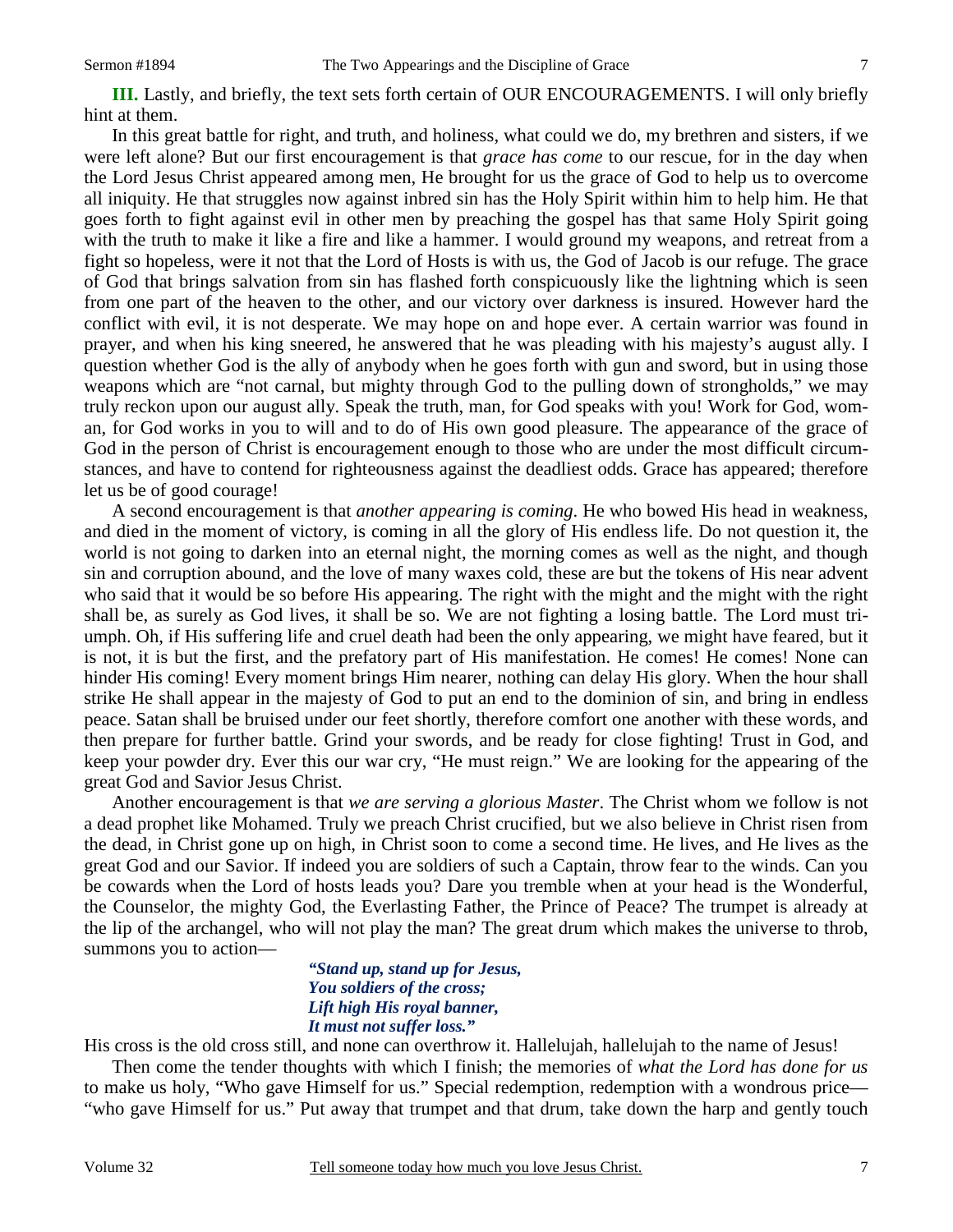**III.** Lastly, and briefly, the text sets forth certain of OUR ENCOURAGEMENTS. I will only briefly hint at them.

In this great battle for right, and truth, and holiness, what could we do, my brethren and sisters, if we were left alone? But our first encouragement is that *grace has come* to our rescue, for in the day when the Lord Jesus Christ appeared among men, He brought for us the grace of God to help us to overcome all iniquity. He that struggles now against inbred sin has the Holy Spirit within him to help him. He that goes forth to fight against evil in other men by preaching the gospel has that same Holy Spirit going with the truth to make it like a fire and like a hammer. I would ground my weapons, and retreat from a fight so hopeless, were it not that the Lord of Hosts is with us, the God of Jacob is our refuge. The grace of God that brings salvation from sin has flashed forth conspicuously like the lightning which is seen from one part of the heaven to the other, and our victory over darkness is insured. However hard the conflict with evil, it is not desperate. We may hope on and hope ever. A certain warrior was found in prayer, and when his king sneered, he answered that he was pleading with his majesty's august ally. I question whether God is the ally of anybody when he goes forth with gun and sword, but in using those weapons which are "not carnal, but mighty through God to the pulling down of strongholds," we may truly reckon upon our august ally. Speak the truth, man, for God speaks with you! Work for God, woman, for God works in you to will and to do of His own good pleasure. The appearance of the grace of God in the person of Christ is encouragement enough to those who are under the most difficult circumstances, and have to contend for righteousness against the deadliest odds. Grace has appeared; therefore let us be of good courage!

A second encouragement is that *another appearing is coming*. He who bowed His head in weakness, and died in the moment of victory, is coming in all the glory of His endless life. Do not question it, the world is not going to darken into an eternal night, the morning comes as well as the night, and though sin and corruption abound, and the love of many waxes cold, these are but the tokens of His near advent who said that it would be so before His appearing. The right with the might and the might with the right shall be, as surely as God lives, it shall be so. We are not fighting a losing battle. The Lord must triumph. Oh, if His suffering life and cruel death had been the only appearing, we might have feared, but it is not, it is but the first, and the prefatory part of His manifestation. He comes! He comes! None can hinder His coming! Every moment brings Him nearer, nothing can delay His glory. When the hour shall strike He shall appear in the majesty of God to put an end to the dominion of sin, and bring in endless peace. Satan shall be bruised under our feet shortly, therefore comfort one another with these words, and then prepare for further battle. Grind your swords, and be ready for close fighting! Trust in God, and keep your powder dry. Ever this our war cry, "He must reign." We are looking for the appearing of the great God and Savior Jesus Christ.

Another encouragement is that *we are serving a glorious Master*. The Christ whom we follow is not a dead prophet like Mohamed. Truly we preach Christ crucified, but we also believe in Christ risen from the dead, in Christ gone up on high, in Christ soon to come a second time. He lives, and He lives as the great God and our Savior. If indeed you are soldiers of such a Captain, throw fear to the winds. Can you be cowards when the Lord of hosts leads you? Dare you tremble when at your head is the Wonderful, the Counselor, the mighty God, the Everlasting Father, the Prince of Peace? The trumpet is already at the lip of the archangel, who will not play the man? The great drum which makes the universe to throb, summons you to action—

> ***"Stand up, stand up for Jesus,***
> ***You soldiers of the cross;***
> ***Lift high His royal banner,***
> ***It must not suffer loss."***

His cross is the old cross still, and none can overthrow it. Hallelujah, hallelujah to the name of Jesus!

Then come the tender thoughts with which I finish; the memories of *what the Lord has done for us* to make us holy, "Who gave Himself for us." Special redemption, redemption with a wondrous price—"who gave Himself for us." Put away that trumpet and that drum, take down the harp and gently touch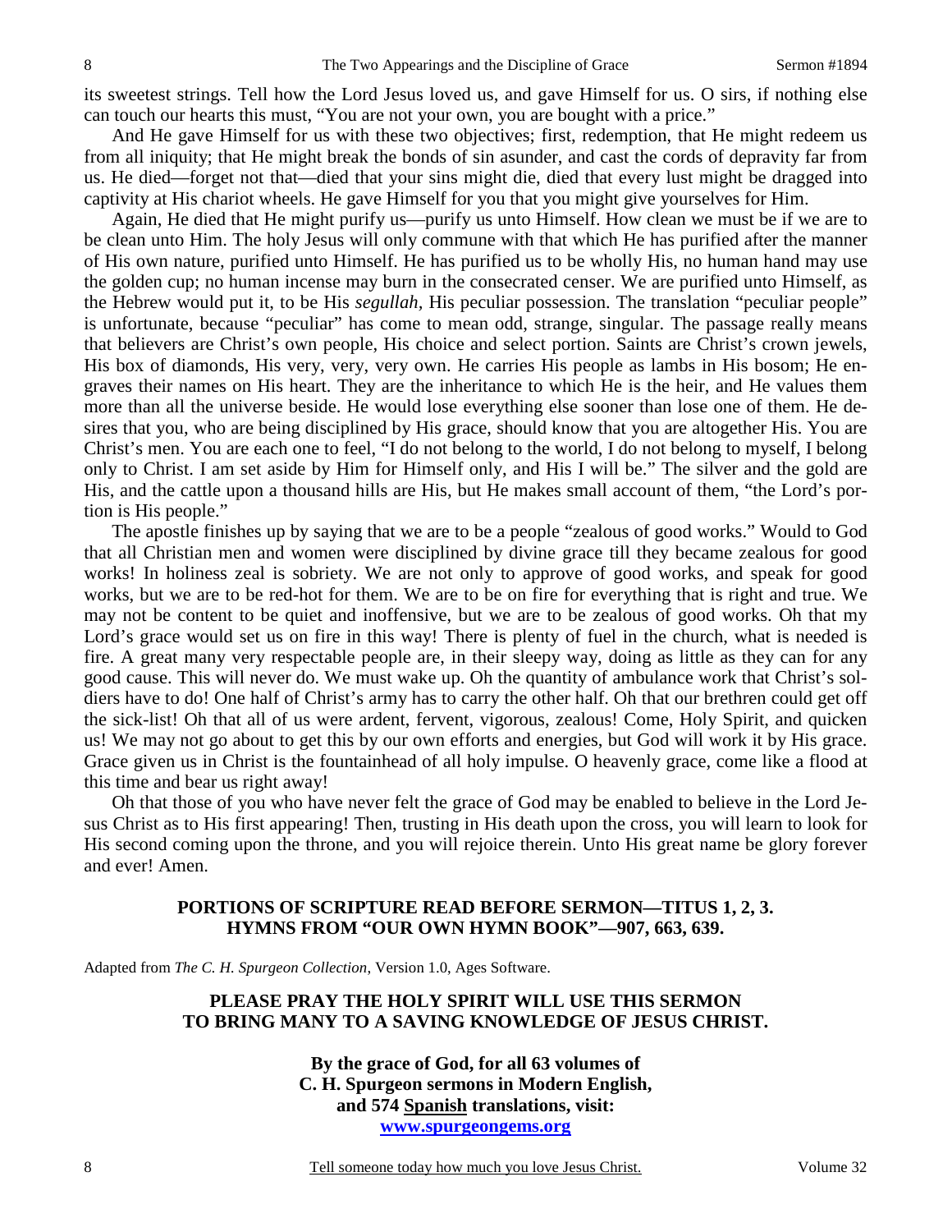its sweetest strings. Tell how the Lord Jesus loved us, and gave Himself for us. O sirs, if nothing else can touch our hearts this must, "You are not your own, you are bought with a price."

And He gave Himself for us with these two objectives; first, redemption, that He might redeem us from all iniquity; that He might break the bonds of sin asunder, and cast the cords of depravity far from us. He died—forget not that—died that your sins might die, died that every lust might be dragged into captivity at His chariot wheels. He gave Himself for you that you might give yourselves for Him.

Again, He died that He might purify us—purify us unto Himself. How clean we must be if we are to be clean unto Him. The holy Jesus will only commune with that which He has purified after the manner of His own nature, purified unto Himself. He has purified us to be wholly His, no human hand may use the golden cup; no human incense may burn in the consecrated censer. We are purified unto Himself, as the Hebrew would put it, to be His *segullah,* His peculiar possession. The translation "peculiar people" is unfortunate, because "peculiar" has come to mean odd, strange, singular. The passage really means that believers are Christ's own people, His choice and select portion. Saints are Christ's crown jewels, His box of diamonds, His very, very, very own. He carries His people as lambs in His bosom; He engraves their names on His heart. They are the inheritance to which He is the heir, and He values them more than all the universe beside. He would lose everything else sooner than lose one of them. He desires that you, who are being disciplined by His grace, should know that you are altogether His. You are Christ's men. You are each one to feel, "I do not belong to the world, I do not belong to myself, I belong only to Christ. I am set aside by Him for Himself only, and His I will be." The silver and the gold are His, and the cattle upon a thousand hills are His, but He makes small account of them, "the Lord's portion is His people."

The apostle finishes up by saying that we are to be a people "zealous of good works." Would to God that all Christian men and women were disciplined by divine grace till they became zealous for good works! In holiness zeal is sobriety. We are not only to approve of good works, and speak for good works, but we are to be red-hot for them. We are to be on fire for everything that is right and true. We may not be content to be quiet and inoffensive, but we are to be zealous of good works. Oh that my Lord's grace would set us on fire in this way! There is plenty of fuel in the church, what is needed is fire. A great many very respectable people are, in their sleepy way, doing as little as they can for any good cause. This will never do. We must wake up. Oh the quantity of ambulance work that Christ's soldiers have to do! One half of Christ's army has to carry the other half. Oh that our brethren could get off the sick-list! Oh that all of us were ardent, fervent, vigorous, zealous! Come, Holy Spirit, and quicken us! We may not go about to get this by our own efforts and energies, but God will work it by His grace. Grace given us in Christ is the fountainhead of all holy impulse. O heavenly grace, come like a flood at this time and bear us right away!

Oh that those of you who have never felt the grace of God may be enabled to believe in the Lord Jesus Christ as to His first appearing! Then, trusting in His death upon the cross, you will learn to look for His second coming upon the throne, and you will rejoice therein. Unto His great name be glory forever and ever! Amen.

**PORTIONS OF SCRIPTURE READ BEFORE SERMON—TITUS 1, 2, 3.**
**HYMNS FROM "OUR OWN HYMN BOOK"—907, 663, 639.**

Adapted from *The C. H. Spurgeon Collection,* Version 1.0, Ages Software.

**PLEASE PRAY THE HOLY SPIRIT WILL USE THIS SERMON TO BRING MANY TO A SAVING KNOWLEDGE OF JESUS CHRIST.**

**By the grace of God, for all 63 volumes of C. H. Spurgeon sermons in Modern English, and 574 Spanish translations, visit: www.spurgeongems.org**

Tell someone today how much you love Jesus Christ.